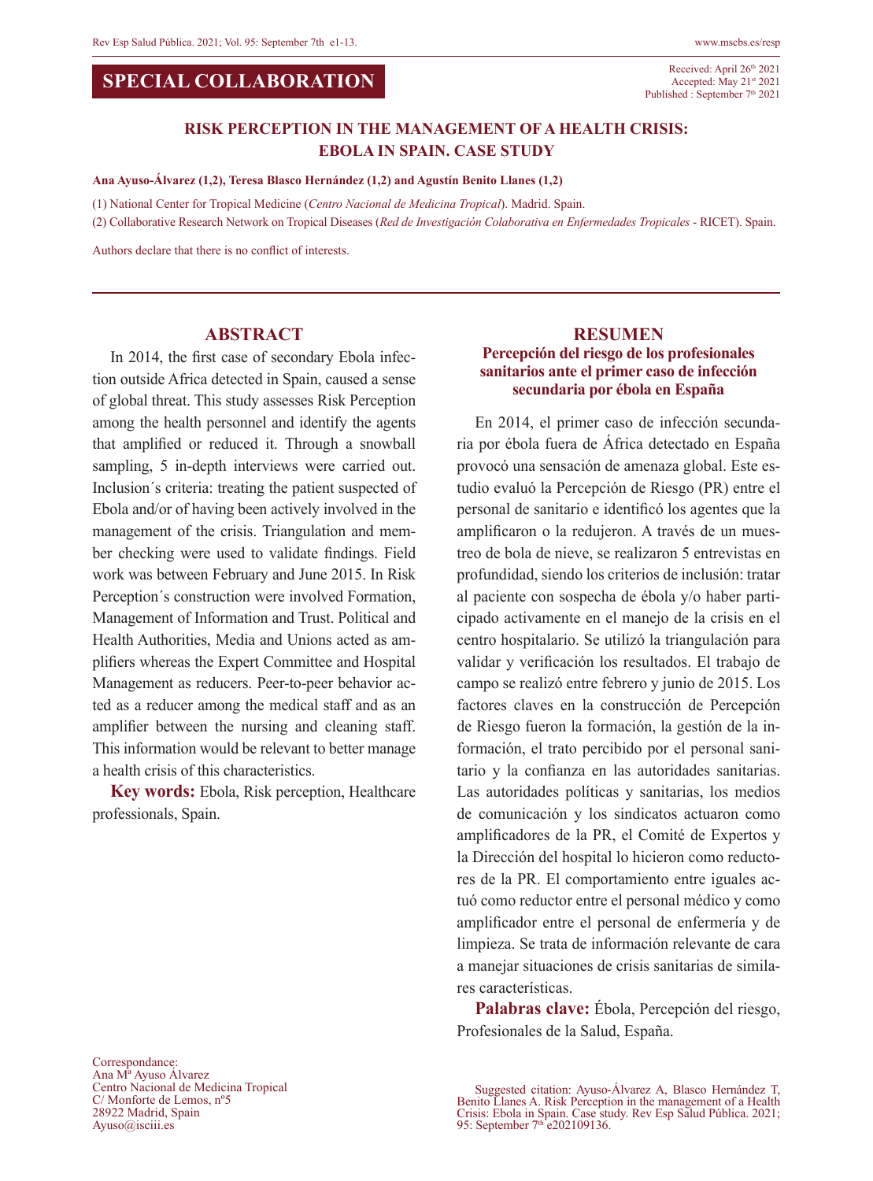**SPECIAL COLLABORATION**

Received: April 26th 2021
Accepted: May 21st 2021
Published : September 7th 2021

# RISK PERCEPTION IN THE MANAGEMENT OF A HEALTH CRISIS: EBOLA IN SPAIN. CASE STUDY

**Ana Ayuso-Álvarez (1,2), Teresa Blasco Hernández (1,2) and Agustín Benito Llanes (1,2)**

(1) National Center for Tropical Medicine (*Centro Nacional de Medicina Tropical*). Madrid. Spain.

(2) Collaborative Research Network on Tropical Diseases (*Red de Investigación Colaborativa en Enfermedades Tropicales* - RICET). Spain.

Authors declare that there is no conflict of interests.

## ABSTRACT

In 2014, the first case of secondary Ebola infection outside Africa detected in Spain, caused a sense of global threat. This study assesses Risk Perception among the health personnel and identify the agents that amplified or reduced it. Through a snowball sampling, 5 in-depth interviews were carried out. Inclusion´s criteria: treating the patient suspected of Ebola and/or of having been actively involved in the management of the crisis. Triangulation and member checking were used to validate findings. Field work was between February and June 2015. In Risk Perception´s construction were involved Formation, Management of Information and Trust. Political and Health Authorities, Media and Unions acted as amplifiers whereas the Expert Committee and Hospital Management as reducers. Peer-to-peer behavior acted as a reducer among the medical staff and as an amplifier between the nursing and cleaning staff. This information would be relevant to better manage a health crisis of this characteristics.

**Key words:** Ebola, Risk perception, Healthcare professionals, Spain.

## RESUMEN

### Percepción del riesgo de los profesionales sanitarios ante el primer caso de infección secundaria por ébola en España

En 2014, el primer caso de infección secundaria por ébola fuera de África detectado en España provocó una sensación de amenaza global. Este estudio evaluó la Percepción de Riesgo (PR) entre el personal de sanitario e identificó los agentes que la amplificaron o la redujeron. A través de un muestreo de bola de nieve, se realizaron 5 entrevistas en profundidad, siendo los criterios de inclusión: tratar al paciente con sospecha de ébola y/o haber participado activamente en el manejo de la crisis en el centro hospitalario. Se utilizó la triangulación para validar y verificación los resultados. El trabajo de campo se realizó entre febrero y junio de 2015. Los factores claves en la construcción de Percepción de Riesgo fueron la formación, la gestión de la información, el trato percibido por el personal sanitario y la confianza en las autoridades sanitarias. Las autoridades políticas y sanitarias, los medios de comunicación y los sindicatos actuaron como amplificadores de la PR, el Comité de Expertos y la Dirección del hospital lo hicieron como reductores de la PR. El comportamiento entre iguales actuó como reductor entre el personal médico y como amplificador entre el personal de enfermería y de limpieza. Se trata de información relevante de cara a manejar situaciones de crisis sanitarias de similares características.

**Palabras clave:** Ébola, Percepción del riesgo, Profesionales de la Salud, España.

Correspondance:
Ana Mª Ayuso Álvarez
Centro Nacional de Medicina Tropical
C/ Monforte de Lemos, nº5
28922 Madrid, Spain
Ayuso@isciii.es

Suggested citation: Ayuso-Álvarez A, Blasco Hernández T, Benito Llanes A. Risk Perception in the management of a Health Crisis: Ebola in Spain. Case study. Rev Esp Salud Pública. 2021; 95: September 7th e202109136.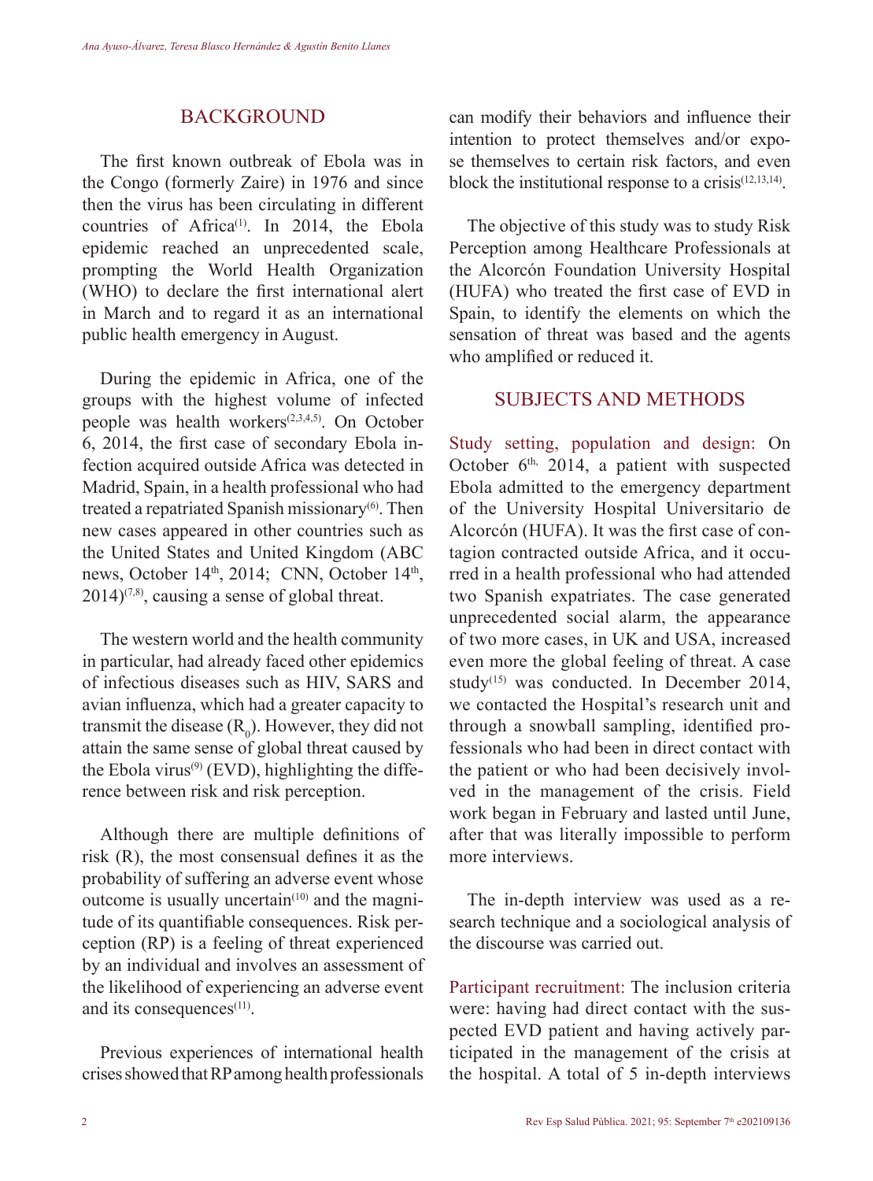## BACKGROUND

The first known outbreak of Ebola was in the Congo (formerly Zaire) in 1976 and since then the virus has been circulating in different countries of Africa[1]. In 2014, the Ebola epidemic reached an unprecedented scale, prompting the World Health Organization (WHO) to declare the first international alert in March and to regard it as an international public health emergency in August.

During the epidemic in Africa, one of the groups with the highest volume of infected people was health workers[2,3,4,5]. On October 6, 2014, the first case of secondary Ebola infection acquired outside Africa was detected in Madrid, Spain, in a health professional who had treated a repatriated Spanish missionary[6]. Then new cases appeared in other countries such as the United States and United Kingdom (ABC news, October 14th, 2014; CNN, October 14th, 2014)[7,8], causing a sense of global threat.

The western world and the health community in particular, had already faced other epidemics of infectious diseases such as HIV, SARS and avian influenza, which had a greater capacity to transmit the disease ($R_0$). However, they did not attain the same sense of global threat caused by the Ebola virus[9] (EVD), highlighting the difference between risk and risk perception.

Although there are multiple definitions of risk (R), the most consensual defines it as the probability of suffering an adverse event whose outcome is usually uncertain[10] and the magnitude of its quantifiable consequences. Risk perception (RP) is a feeling of threat experienced by an individual and involves an assessment of the likelihood of experiencing an adverse event and its consequences[11].

Previous experiences of international health crises showed that RP among health professionals can modify their behaviors and influence their intention to protect themselves and/or expose themselves to certain risk factors, and even block the institutional response to a crisis[12,13,14].

The objective of this study was to study Risk Perception among Healthcare Professionals at the Alcorcón Foundation University Hospital (HUFA) who treated the first case of EVD in Spain, to identify the elements on which the sensation of threat was based and the agents who amplified or reduced it.

## SUBJECTS AND METHODS

Study setting, population and design: On October 6th, 2014, a patient with suspected Ebola admitted to the emergency department of the University Hospital Universitario de Alcorcón (HUFA). It was the first case of contagion contracted outside Africa, and it occurred in a health professional who had attended two Spanish expatriates. The case generated unprecedented social alarm, the appearance of two more cases, in UK and USA, increased even more the global feeling of threat. A case study[15] was conducted. In December 2014, we contacted the Hospital's research unit and through a snowball sampling, identified professionals who had been in direct contact with the patient or who had been decisively involved in the management of the crisis. Field work began in February and lasted until June, after that was literally impossible to perform more interviews.

The in-depth interview was used as a research technique and a sociological analysis of the discourse was carried out.

Participant recruitment: The inclusion criteria were: having had direct contact with the suspected EVD patient and having actively participated in the management of the crisis at the hospital. A total of 5 in-depth interviews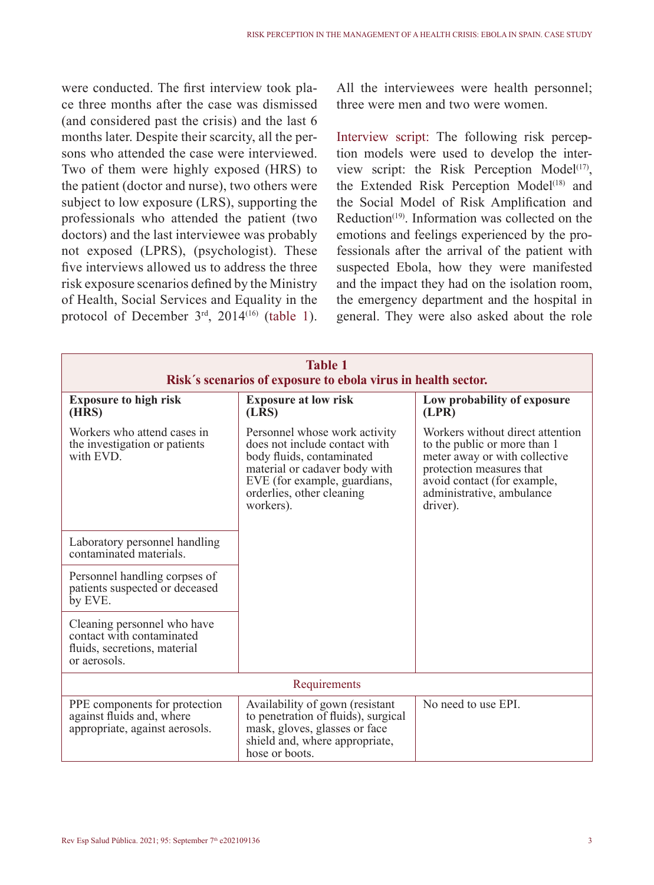were conducted. The first interview took place three months after the case was dismissed (and considered past the crisis) and the last 6 months later. Despite their scarcity, all the persons who attended the case were interviewed. Two of them were highly exposed (HRS) to the patient (doctor and nurse), two others were subject to low exposure (LRS), supporting the professionals who attended the patient (two doctors) and the last interviewee was probably not exposed (LPRS), (psychologist). These five interviews allowed us to address the three risk exposure scenarios defined by the Ministry of Health, Social Services and Equality in the protocol of December 3rd, 2014[16] (table 1). All the interviewees were health personnel; three were men and two were women.

Interview script: The following risk perception models were used to develop the interview script: the Risk Perception Model[17], the Extended Risk Perception Model[18] and the Social Model of Risk Amplification and Reduction[19]. Information was collected on the emotions and feelings experienced by the professionals after the arrival of the patient with suspected Ebola, how they were manifested and the impact they had on the isolation room, the emergency department and the hospital in general. They were also asked about the role

**Table 1**
**Risk´s scenarios of exposure to ebola virus in health sector.**

| Exposure to high risk (HRS) | Exposure at low risk (LRS) | Low probability of exposure (LPR) |
|---|---|---|
| Workers who attend cases in the investigation or patients with EVD. | Personnel whose work activity does not include contact with body fluids, contaminated material or cadaver body with EVE (for example, guardians, orderlies, other cleaning workers). | Workers without direct attention to the public or more than 1 meter away or with collective protection measures that avoid contact (for example, administrative, ambulance driver). |
| Laboratory personnel handling contaminated materials. | | |
| Personnel handling corpses of patients suspected or deceased by EVE. | | |
| Cleaning personnel who have contact with contaminated fluids, secretions, material or aerosols. | | |
| Requirements | | |
| PPE components for protection against fluids and, where appropriate, against aerosols. | Availability of gown (resistant to penetration of fluids), surgical mask, gloves, glasses or face shield and, where appropriate, hose or boots. | No need to use EPI. |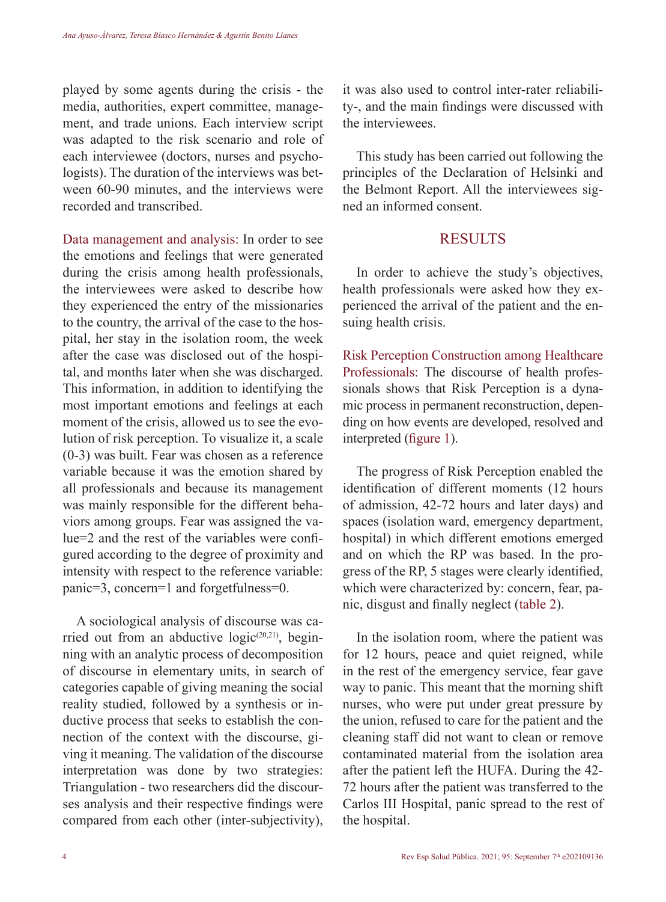played by some agents during the crisis - the media, authorities, expert committee, management, and trade unions. Each interview script was adapted to the risk scenario and role of each interviewee (doctors, nurses and psychologists). The duration of the interviews was between 60-90 minutes, and the interviews were recorded and transcribed.

Data management and analysis: In order to see the emotions and feelings that were generated during the crisis among health professionals, the interviewees were asked to describe how they experienced the entry of the missionaries to the country, the arrival of the case to the hospital, her stay in the isolation room, the week after the case was disclosed out of the hospital, and months later when she was discharged. This information, in addition to identifying the most important emotions and feelings at each moment of the crisis, allowed us to see the evolution of risk perception. To visualize it, a scale (0-3) was built. Fear was chosen as a reference variable because it was the emotion shared by all professionals and because its management was mainly responsible for the different behaviors among groups. Fear was assigned the value=2 and the rest of the variables were configured according to the degree of proximity and intensity with respect to the reference variable: panic=3, concern=1 and forgetfulness=0.

A sociological analysis of discourse was carried out from an abductive logic[20,21], beginning with an analytic process of decomposition of discourse in elementary units, in search of categories capable of giving meaning the social reality studied, followed by a synthesis or inductive process that seeks to establish the connection of the context with the discourse, giving it meaning. The validation of the discourse interpretation was done by two strategies: Triangulation - two researchers did the discourses analysis and their respective findings were compared from each other (inter-subjectivity), it was also used to control inter-rater reliability-, and the main findings were discussed with the interviewees.

This study has been carried out following the principles of the Declaration of Helsinki and the Belmont Report. All the interviewees signed an informed consent.

## RESULTS

In order to achieve the study's objectives, health professionals were asked how they experienced the arrival of the patient and the ensuing health crisis.

Risk Perception Construction among Healthcare Professionals: The discourse of health professionals shows that Risk Perception is a dynamic process in permanent reconstruction, depending on how events are developed, resolved and interpreted (figure 1).

The progress of Risk Perception enabled the identification of different moments (12 hours of admission, 42-72 hours and later days) and spaces (isolation ward, emergency department, hospital) in which different emotions emerged and on which the RP was based. In the progress of the RP, 5 stages were clearly identified, which were characterized by: concern, fear, panic, disgust and finally neglect (table 2).

In the isolation room, where the patient was for 12 hours, peace and quiet reigned, while in the rest of the emergency service, fear gave way to panic. This meant that the morning shift nurses, who were put under great pressure by the union, refused to care for the patient and the cleaning staff did not want to clean or remove contaminated material from the isolation area after the patient left the HUFA. During the 42-72 hours after the patient was transferred to the Carlos III Hospital, panic spread to the rest of the hospital.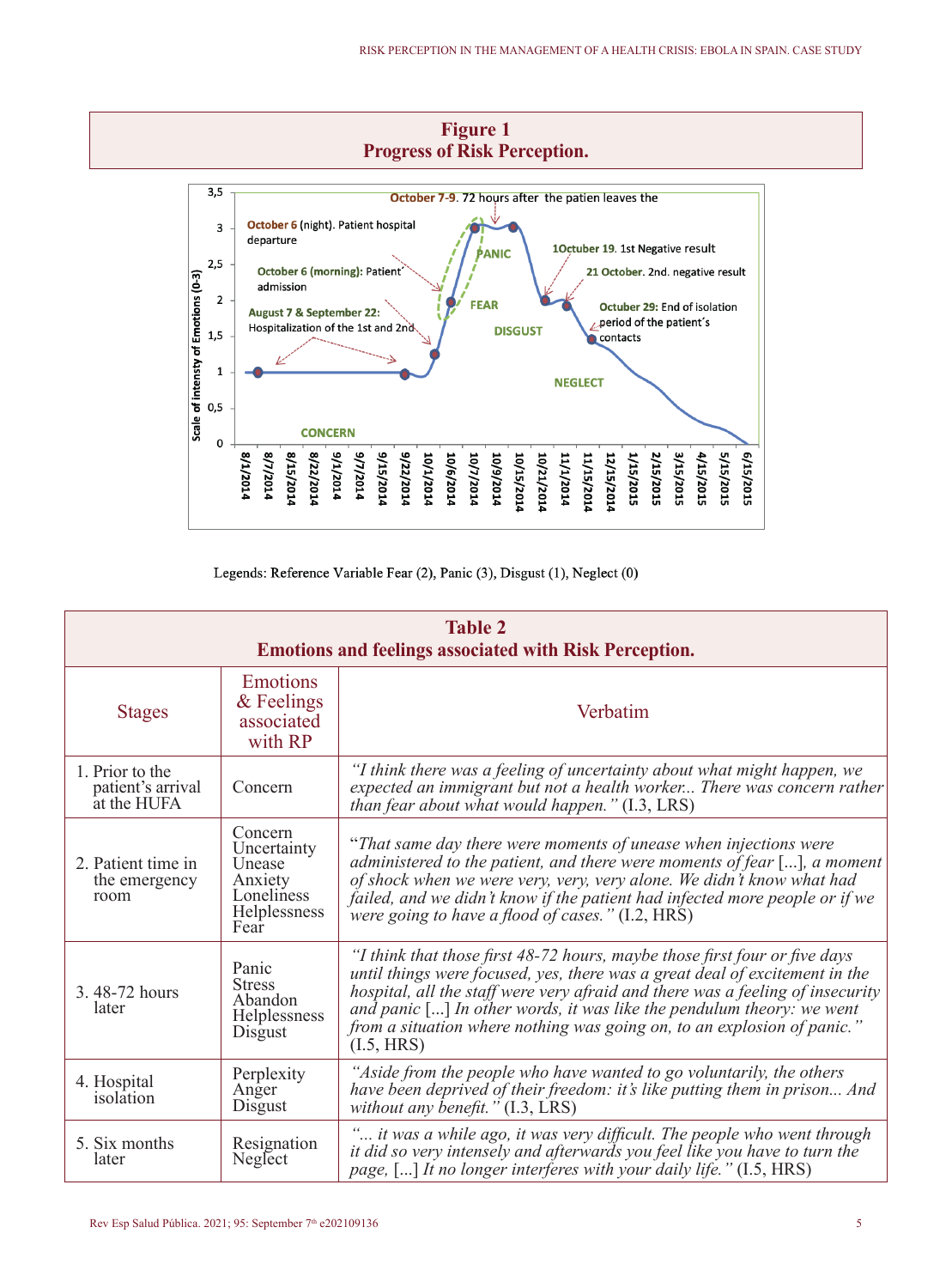**Figure 1**
**Progress of Risk Perception.**

Legends: Reference Variable Fear (2), Panic (3), Disgust (1), Neglect (0)

**Table 2**
**Emotions and feelings associated with Risk Perception.**

| Stages | Emotions & Feelings associated with RP | Verbatim |
|---|---|---|
| 1. Prior to the patient's arrival at the HUFA | Concern | *"I think there was a feeling of uncertainty about what might happen, we expected an immigrant but not a health worker... There was concern rather than fear about what would happen."* (I.3, LRS) |
| 2. Patient time in the emergency room | Concern<br>Uncertainty<br>Unease<br>Anxiety<br>Loneliness<br>Helplessness<br>Fear | "*That same day there were moments of unease when injections were administered to the patient, and there were moments of fear* [...], *a moment of shock when we were very, very, very alone. We didn't know what had failed, and we didn't know if the patient had infected more people or if we were going to have a flood of cases."* (I.2, HRS) |
| 3. 48-72 hours later | Panic<br>Stress<br>Abandon<br>Helplessness<br>Disgust | *"I think that those first 48-72 hours, maybe those first four or five days until things were focused, yes, there was a great deal of excitement in the hospital, all the staff were very afraid and there was a feeling of insecurity and panic* [...] *In other words, it was like the pendulum theory: we went from a situation where nothing was going on, to an explosion of panic."* (I.5, HRS) |
| 4. Hospital isolation | Perplexity<br>Anger<br>Disgust | *"Aside from the people who have wanted to go voluntarily, the others have been deprived of their freedom: it's like putting them in prison... And without any benefit."* (I.3, LRS) |
| 5. Six months later | Resignation<br>Neglect | *"... it was a while ago, it was very difficult. The people who went through it did so very intensely and afterwards you feel like you have to turn the page,* [...] *It no longer interferes with your daily life."* (I.5, HRS) |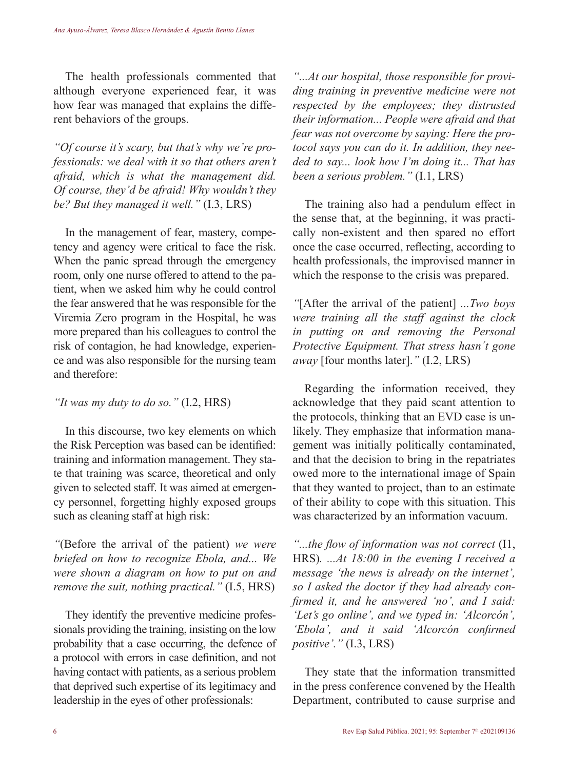The health professionals commented that although everyone experienced fear, it was how fear was managed that explains the different behaviors of the groups.

*"Of course it's scary, but that's why we're professionals: we deal with it so that others aren't afraid, which is what the management did. Of course, they'd be afraid! Why wouldn't they be? But they managed it well."* (I.3, LRS)

In the management of fear, mastery, competency and agency were critical to face the risk. When the panic spread through the emergency room, only one nurse offered to attend to the patient, when we asked him why he could control the fear answered that he was responsible for the Viremia Zero program in the Hospital, he was more prepared than his colleagues to control the risk of contagion, he had knowledge, experience and was also responsible for the nursing team and therefore:

*"It was my duty to do so."* (I.2, HRS)

In this discourse, two key elements on which the Risk Perception was based can be identified: training and information management. They state that training was scarce, theoretical and only given to selected staff. It was aimed at emergency personnel, forgetting highly exposed groups such as cleaning staff at high risk:

*"*(Before the arrival of the patient) *we were briefed on how to recognize Ebola, and... We were shown a diagram on how to put on and remove the suit, nothing practical."* (I.5, HRS)

They identify the preventive medicine professionals providing the training, insisting on the low probability that a case occurring, the defence of a protocol with errors in case definition, and not having contact with patients, as a serious problem that deprived such expertise of its legitimacy and leadership in the eyes of other professionals:

*"...At our hospital, those responsible for providing training in preventive medicine were not respected by the employees; they distrusted their information... People were afraid and that fear was not overcome by saying: Here the protocol says you can do it. In addition, they needed to say... look how I'm doing it... That has been a serious problem."* (I.1, LRS)

The training also had a pendulum effect in the sense that, at the beginning, it was practically non-existent and then spared no effort once the case occurred, reflecting, according to health professionals, the improvised manner in which the response to the crisis was prepared.

*"*[After the arrival of the patient] *...Two boys were training all the staff against the clock in putting on and removing the Personal Protective Equipment. That stress hasn´t gone away* [four months later]*."* (I.2, LRS)

Regarding the information received, they acknowledge that they paid scant attention to the protocols, thinking that an EVD case is unlikely. They emphasize that information management was initially politically contaminated, and that the decision to bring in the repatriates owed more to the international image of Spain that they wanted to project, than to an estimate of their ability to cope with this situation. This was characterized by an information vacuum.

*"...the flow of information was not correct* (I1, HRS)*. ...At 18:00 in the evening I received a message 'the news is already on the internet', so I asked the doctor if they had already confirmed it, and he answered 'no', and I said: 'Let's go online', and we typed in: 'Alcorcón', 'Ebola', and it said 'Alcorcón confirmed positive'."* (I.3, LRS)

They state that the information transmitted in the press conference convened by the Health Department, contributed to cause surprise and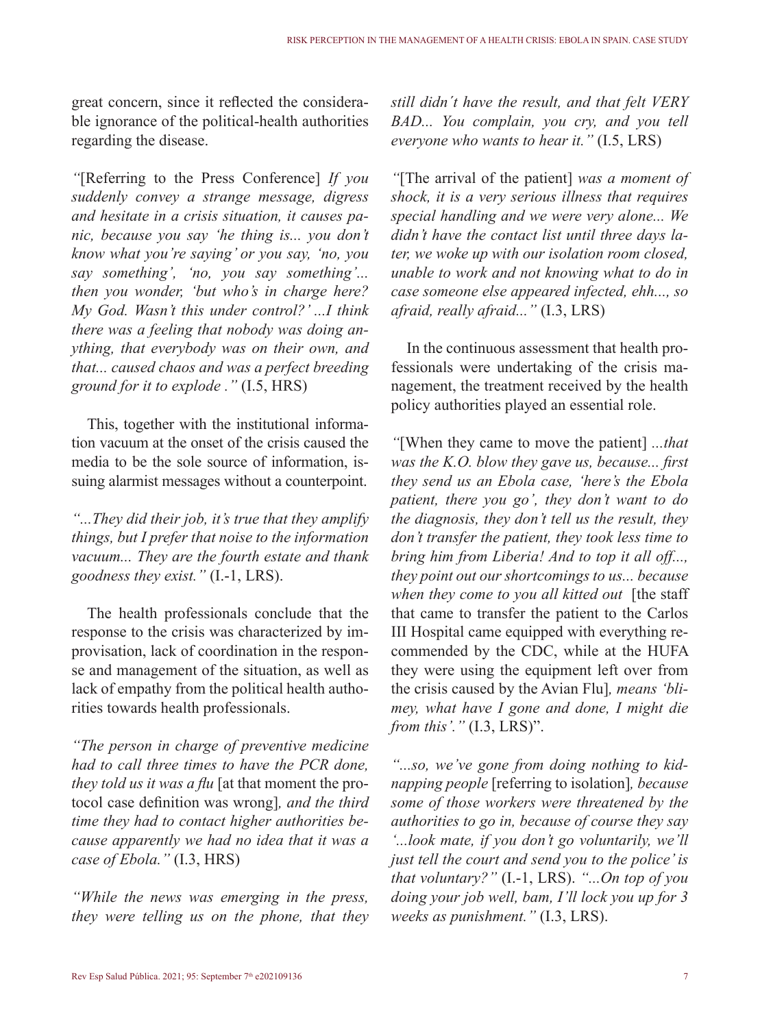great concern, since it reflected the considerable ignorance of the political-health authorities regarding the disease.

*"*[Referring to the Press Conference] *If you suddenly convey a strange message, digress and hesitate in a crisis situation, it causes panic, because you say 'he thing is... you don't know what you're saying' or you say, 'no, you say something', 'no, you say something'... then you wonder, 'but who's in charge here? My God. Wasn't this under control?' ...I think there was a feeling that nobody was doing anything, that everybody was on their own, and that... caused chaos and was a perfect breeding ground for it to explode ."* (I.5, HRS)

This, together with the institutional information vacuum at the onset of the crisis caused the media to be the sole source of information, issuing alarmist messages without a counterpoint.

*"...They did their job, it's true that they amplify things, but I prefer that noise to the information vacuum... They are the fourth estate and thank goodness they exist."* (I.-1, LRS).

The health professionals conclude that the response to the crisis was characterized by improvisation, lack of coordination in the response and management of the situation, as well as lack of empathy from the political health authorities towards health professionals.

*"The person in charge of preventive medicine had to call three times to have the PCR done, they told us it was a flu* [at that moment the protocol case definition was wrong]*, and the third time they had to contact higher authorities because apparently we had no idea that it was a case of Ebola."* (I.3, HRS)

*"While the news was emerging in the press, they were telling us on the phone, that they still didn´t have the result, and that felt VERY BAD... You complain, you cry, and you tell everyone who wants to hear it."* (I.5, LRS)

*"*[The arrival of the patient] *was a moment of shock, it is a very serious illness that requires special handling and we were very alone... We didn't have the contact list until three days later, we woke up with our isolation room closed, unable to work and not knowing what to do in case someone else appeared infected, ehh..., so afraid, really afraid..."* (I.3, LRS)

In the continuous assessment that health professionals were undertaking of the crisis management, the treatment received by the health policy authorities played an essential role.

*"*[When they came to move the patient] *...that was the K.O. blow they gave us, because... first they send us an Ebola case, 'here's the Ebola patient, there you go', they don't want to do the diagnosis, they don't tell us the result, they don't transfer the patient, they took less time to bring him from Liberia! And to top it all off..., they point out our shortcomings to us... because when they come to you all kitted out* [the staff that came to transfer the patient to the Carlos III Hospital came equipped with everything recommended by the CDC, while at the HUFA they were using the equipment left over from the crisis caused by the Avian Flu]*, means 'blimey, what have I gone and done, I might die from this'."* (I.3, LRS)".

*"...so, we've gone from doing nothing to kidnapping people* [referring to isolation]*, because some of those workers were threatened by the authorities to go in, because of course they say '...look mate, if you don't go voluntarily, we'll just tell the court and send you to the police' is that voluntary?"* (I.-1, LRS). *"...On top of you doing your job well, bam, I'll lock you up for 3 weeks as punishment."* (I.3, LRS).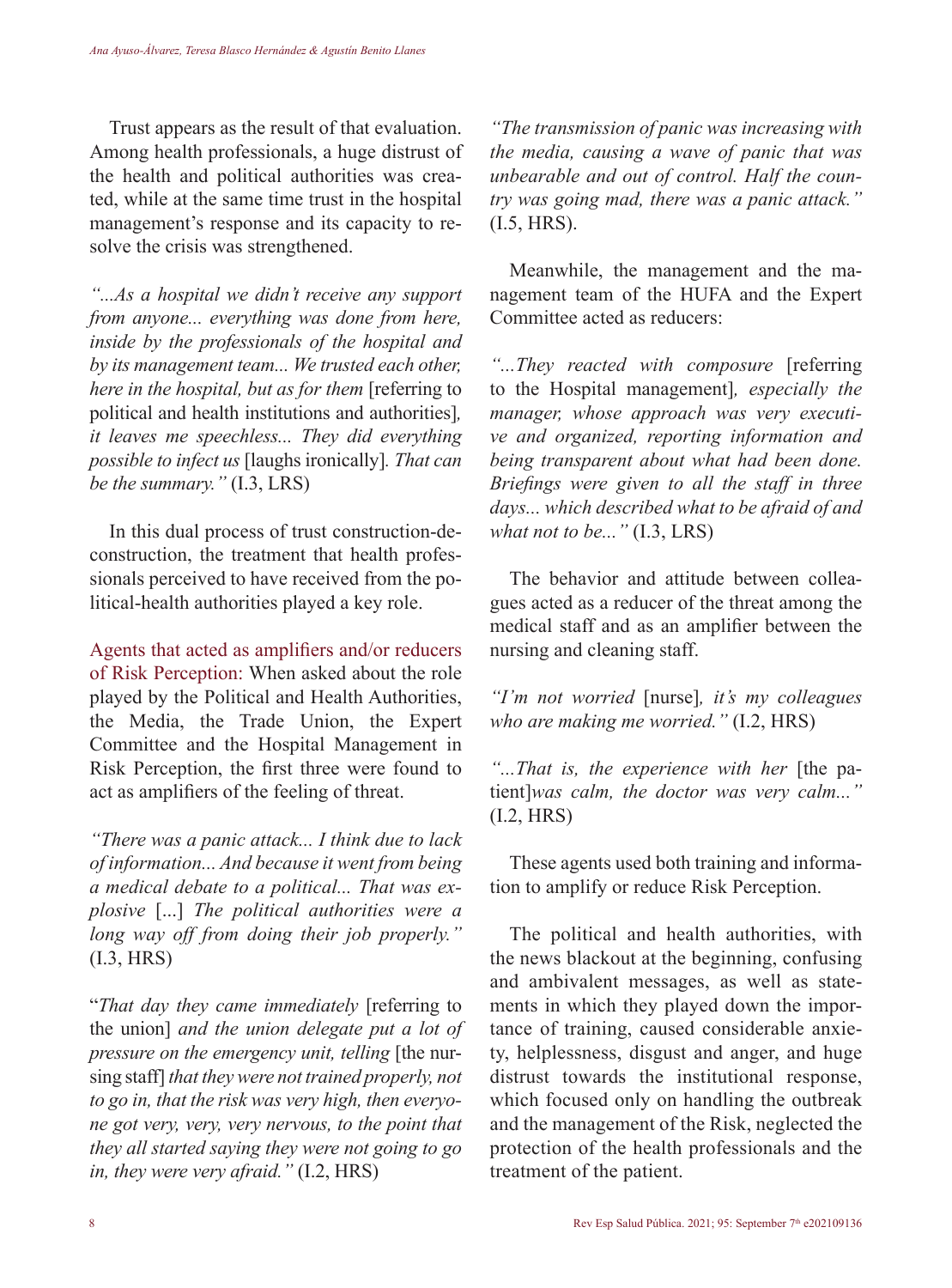Trust appears as the result of that evaluation. Among health professionals, a huge distrust of the health and political authorities was created, while at the same time trust in the hospital management's response and its capacity to resolve the crisis was strengthened.

*"...As a hospital we didn't receive any support from anyone... everything was done from here, inside by the professionals of the hospital and by its management team... We trusted each other, here in the hospital, but as for them* [referring to political and health institutions and authorities]*, it leaves me speechless... They did everything possible to infect us* [laughs ironically]*. That can be the summary."* (I.3, LRS)

In this dual process of trust construction-deconstruction, the treatment that health professionals perceived to have received from the political-health authorities played a key role.

Agents that acted as amplifiers and/or reducers of Risk Perception: When asked about the role played by the Political and Health Authorities, the Media, the Trade Union, the Expert Committee and the Hospital Management in Risk Perception, the first three were found to act as amplifiers of the feeling of threat.

*"There was a panic attack... I think due to lack of information... And because it went from being a medical debate to a political... That was explosive* [...] *The political authorities were a long way off from doing their job properly."* (I.3, HRS)

"*That day they came immediately* [referring to the union] *and the union delegate put a lot of pressure on the emergency unit, telling* [the nursing staff] *that they were not trained properly, not to go in, that the risk was very high, then everyone got very, very, very nervous, to the point that they all started saying they were not going to go in, they were very afraid."* (I.2, HRS)

*"The transmission of panic was increasing with the media, causing a wave of panic that was unbearable and out of control. Half the country was going mad, there was a panic attack."* (I.5, HRS).

Meanwhile, the management and the management team of the HUFA and the Expert Committee acted as reducers:

*"...They reacted with composure* [referring to the Hospital management]*, especially the manager, whose approach was very executive and organized, reporting information and being transparent about what had been done. Briefings were given to all the staff in three days... which described what to be afraid of and what not to be..."* (I.3, LRS)

The behavior and attitude between colleagues acted as a reducer of the threat among the medical staff and as an amplifier between the nursing and cleaning staff.

*"I'm not worried* [nurse]*, it's my colleagues who are making me worried."* (I.2, HRS)

*"...That is, the experience with her* [the patient]*was calm, the doctor was very calm..."* (I.2, HRS)

These agents used both training and information to amplify or reduce Risk Perception.

The political and health authorities, with the news blackout at the beginning, confusing and ambivalent messages, as well as statements in which they played down the importance of training, caused considerable anxiety, helplessness, disgust and anger, and huge distrust towards the institutional response, which focused only on handling the outbreak and the management of the Risk, neglected the protection of the health professionals and the treatment of the patient.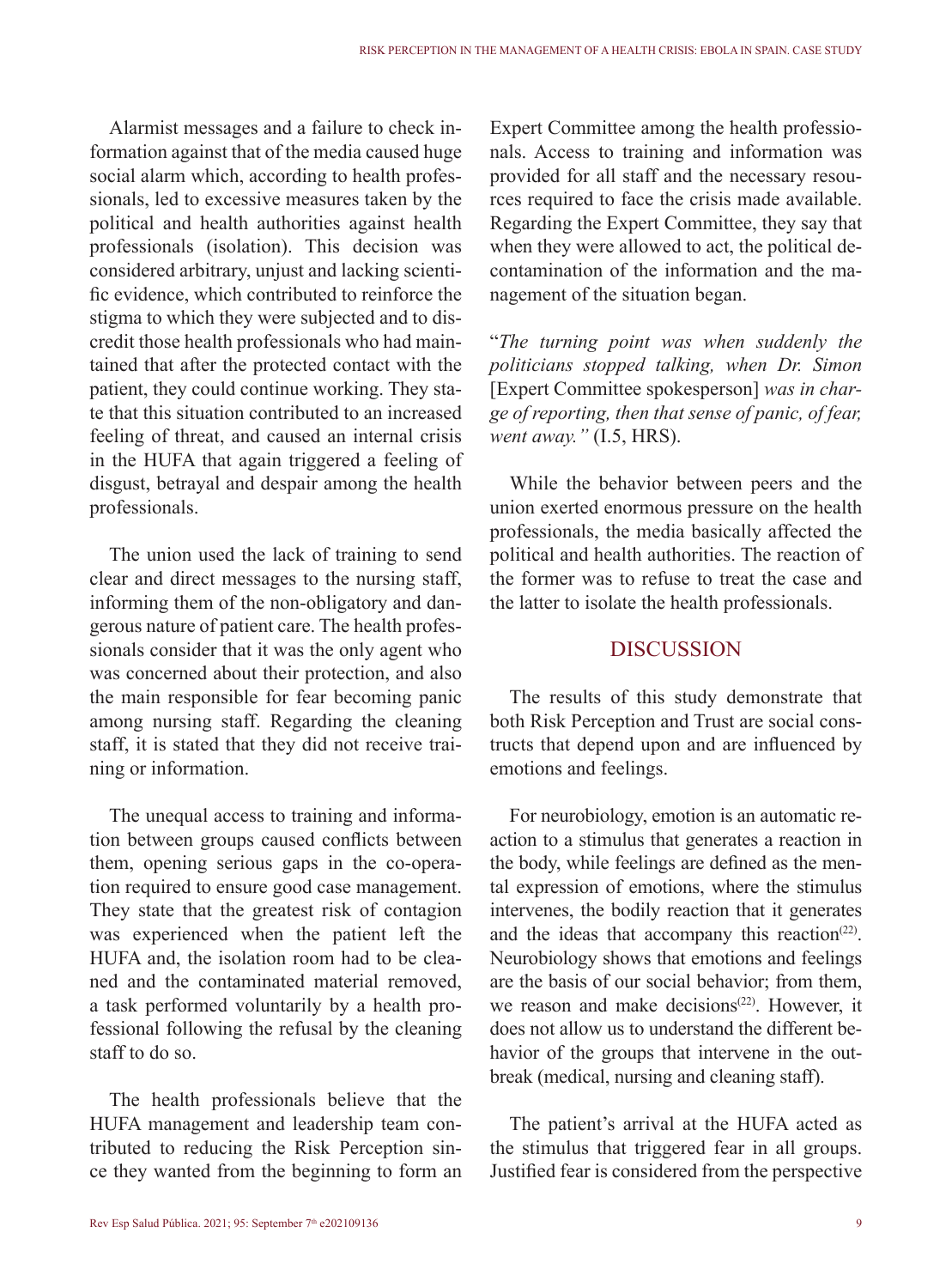Alarmist messages and a failure to check information against that of the media caused huge social alarm which, according to health professionals, led to excessive measures taken by the political and health authorities against health professionals (isolation). This decision was considered arbitrary, unjust and lacking scientific evidence, which contributed to reinforce the stigma to which they were subjected and to discredit those health professionals who had maintained that after the protected contact with the patient, they could continue working. They state that this situation contributed to an increased feeling of threat, and caused an internal crisis in the HUFA that again triggered a feeling of disgust, betrayal and despair among the health professionals.

The union used the lack of training to send clear and direct messages to the nursing staff, informing them of the non-obligatory and dangerous nature of patient care. The health professionals consider that it was the only agent who was concerned about their protection, and also the main responsible for fear becoming panic among nursing staff. Regarding the cleaning staff, it is stated that they did not receive training or information.

The unequal access to training and information between groups caused conflicts between them, opening serious gaps in the co-operation required to ensure good case management. They state that the greatest risk of contagion was experienced when the patient left the HUFA and, the isolation room had to be cleaned and the contaminated material removed, a task performed voluntarily by a health professional following the refusal by the cleaning staff to do so.

The health professionals believe that the HUFA management and leadership team contributed to reducing the Risk Perception since they wanted from the beginning to form an Expert Committee among the health professionals. Access to training and information was provided for all staff and the necessary resources required to face the crisis made available. Regarding the Expert Committee, they say that when they were allowed to act, the political decontamination of the information and the management of the situation began.

"*The turning point was when suddenly the politicians stopped talking, when Dr. Simon* [Expert Committee spokesperson] *was in charge of reporting, then that sense of panic, of fear, went away."* (I.5, HRS).

While the behavior between peers and the union exerted enormous pressure on the health professionals, the media basically affected the political and health authorities. The reaction of the former was to refuse to treat the case and the latter to isolate the health professionals.

## DISCUSSION

The results of this study demonstrate that both Risk Perception and Trust are social constructs that depend upon and are influenced by emotions and feelings.

For neurobiology, emotion is an automatic reaction to a stimulus that generates a reaction in the body, while feelings are defined as the mental expression of emotions, where the stimulus intervenes, the bodily reaction that it generates and the ideas that accompany this reaction[22]. Neurobiology shows that emotions and feelings are the basis of our social behavior; from them, we reason and make decisions[22]. However, it does not allow us to understand the different behavior of the groups that intervene in the outbreak (medical, nursing and cleaning staff).

The patient's arrival at the HUFA acted as the stimulus that triggered fear in all groups. Justified fear is considered from the perspective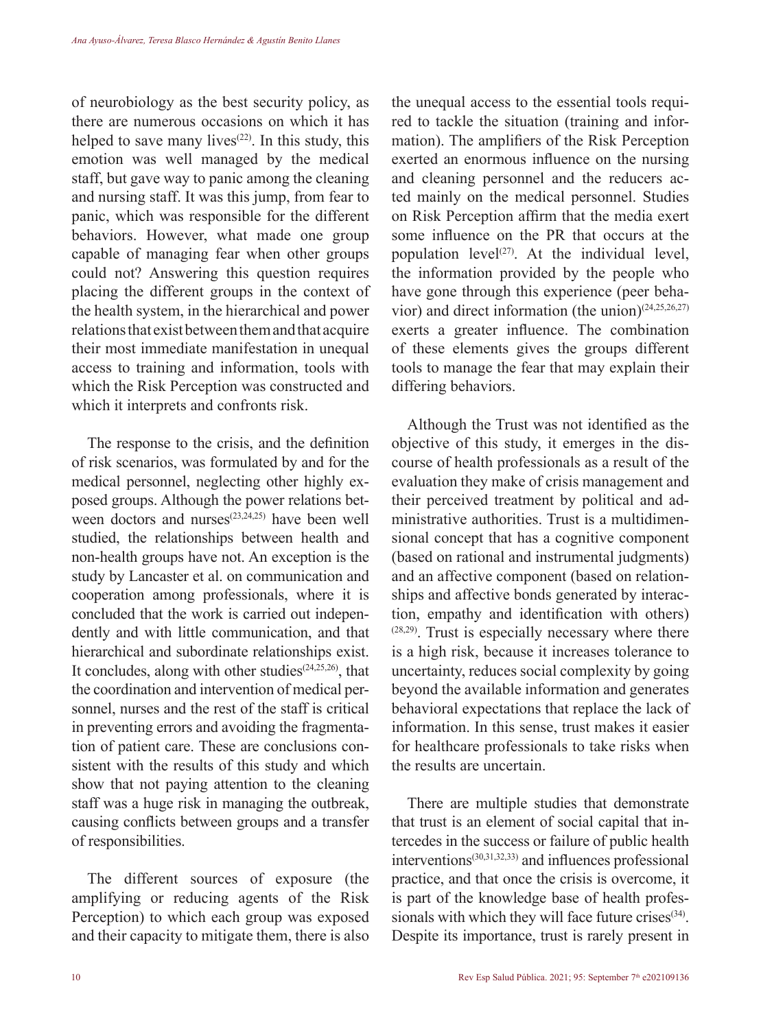of neurobiology as the best security policy, as there are numerous occasions on which it has helped to save many lives[22]. In this study, this emotion was well managed by the medical staff, but gave way to panic among the cleaning and nursing staff. It was this jump, from fear to panic, which was responsible for the different behaviors. However, what made one group capable of managing fear when other groups could not? Answering this question requires placing the different groups in the context of the health system, in the hierarchical and power relations that exist between them and that acquire their most immediate manifestation in unequal access to training and information, tools with which the Risk Perception was constructed and which it interprets and confronts risk.

The response to the crisis, and the definition of risk scenarios, was formulated by and for the medical personnel, neglecting other highly exposed groups. Although the power relations between doctors and nurses[23,24,25] have been well studied, the relationships between health and non-health groups have not. An exception is the study by Lancaster et al. on communication and cooperation among professionals, where it is concluded that the work is carried out independently and with little communication, and that hierarchical and subordinate relationships exist. It concludes, along with other studies[24,25,26], that the coordination and intervention of medical personnel, nurses and the rest of the staff is critical in preventing errors and avoiding the fragmentation of patient care. These are conclusions consistent with the results of this study and which show that not paying attention to the cleaning staff was a huge risk in managing the outbreak, causing conflicts between groups and a transfer of responsibilities.

The different sources of exposure (the amplifying or reducing agents of the Risk Perception) to which each group was exposed and their capacity to mitigate them, there is also the unequal access to the essential tools required to tackle the situation (training and information). The amplifiers of the Risk Perception exerted an enormous influence on the nursing and cleaning personnel and the reducers acted mainly on the medical personnel. Studies on Risk Perception affirm that the media exert some influence on the PR that occurs at the population level[27]. At the individual level, the information provided by the people who have gone through this experience (peer behavior) and direct information (the union)[24,25,26,27] exerts a greater influence. The combination of these elements gives the groups different tools to manage the fear that may explain their differing behaviors.

Although the Trust was not identified as the objective of this study, it emerges in the discourse of health professionals as a result of the evaluation they make of crisis management and their perceived treatment by political and administrative authorities. Trust is a multidimensional concept that has a cognitive component (based on rational and instrumental judgments) and an affective component (based on relationships and affective bonds generated by interaction, empathy and identification with others)[28,29]. Trust is especially necessary where there is a high risk, because it increases tolerance to uncertainty, reduces social complexity by going beyond the available information and generates behavioral expectations that replace the lack of information. In this sense, trust makes it easier for healthcare professionals to take risks when the results are uncertain.

There are multiple studies that demonstrate that trust is an element of social capital that intercedes in the success or failure of public health interventions[30,31,32,33] and influences professional practice, and that once the crisis is overcome, it is part of the knowledge base of health professionals with which they will face future crises[34]. Despite its importance, trust is rarely present in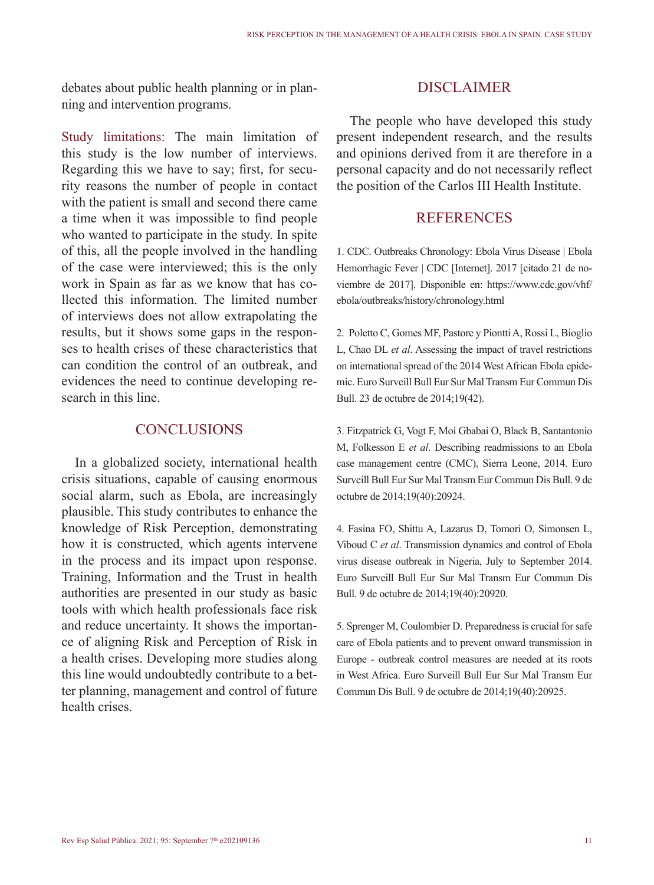debates about public health planning or in planning and intervention programs.

Study limitations: The main limitation of this study is the low number of interviews. Regarding this we have to say; first, for security reasons the number of people in contact with the patient is small and second there came a time when it was impossible to find people who wanted to participate in the study. In spite of this, all the people involved in the handling of the case were interviewed; this is the only work in Spain as far as we know that has collected this information. The limited number of interviews does not allow extrapolating the results, but it shows some gaps in the responses to health crises of these characteristics that can condition the control of an outbreak, and evidences the need to continue developing research in this line.

## CONCLUSIONS

In a globalized society, international health crisis situations, capable of causing enormous social alarm, such as Ebola, are increasingly plausible. This study contributes to enhance the knowledge of Risk Perception, demonstrating how it is constructed, which agents intervene in the process and its impact upon response. Training, Information and the Trust in health authorities are presented in our study as basic tools with which health professionals face risk and reduce uncertainty. It shows the importance of aligning Risk and Perception of Risk in a health crises. Developing more studies along this line would undoubtedly contribute to a better planning, management and control of future health crises.

## DISCLAIMER

The people who have developed this study present independent research, and the results and opinions derived from it are therefore in a personal capacity and do not necessarily reflect the position of the Carlos III Health Institute.

## REFERENCES

1. CDC. Outbreaks Chronology: Ebola Virus Disease | Ebola Hemorrhagic Fever | CDC [Internet]. 2017 [citado 21 de noviembre de 2017]. Disponible en: https://www.cdc.gov/vhf/ebola/outbreaks/history/chronology.html

2. Poletto C, Gomes MF, Pastore y Piontti A, Rossi L, Bioglio L, Chao DL *et al*. Assessing the impact of travel restrictions on international spread of the 2014 West African Ebola epidemic. Euro Surveill Bull Eur Sur Mal Transm Eur Commun Dis Bull. 23 de octubre de 2014;19(42).

3. Fitzpatrick G, Vogt F, Moi Gbabai O, Black B, Santantonio M, Folkesson E *et al*. Describing readmissions to an Ebola case management centre (CMC), Sierra Leone, 2014. Euro Surveill Bull Eur Sur Mal Transm Eur Commun Dis Bull. 9 de octubre de 2014;19(40):20924.

4. Fasina FO, Shittu A, Lazarus D, Tomori O, Simonsen L, Viboud C *et al*. Transmission dynamics and control of Ebola virus disease outbreak in Nigeria, July to September 2014. Euro Surveill Bull Eur Sur Mal Transm Eur Commun Dis Bull. 9 de octubre de 2014;19(40):20920.

5. Sprenger M, Coulombier D. Preparedness is crucial for safe care of Ebola patients and to prevent onward transmission in Europe - outbreak control measures are needed at its roots in West Africa. Euro Surveill Bull Eur Sur Mal Transm Eur Commun Dis Bull. 9 de octubre de 2014;19(40):20925.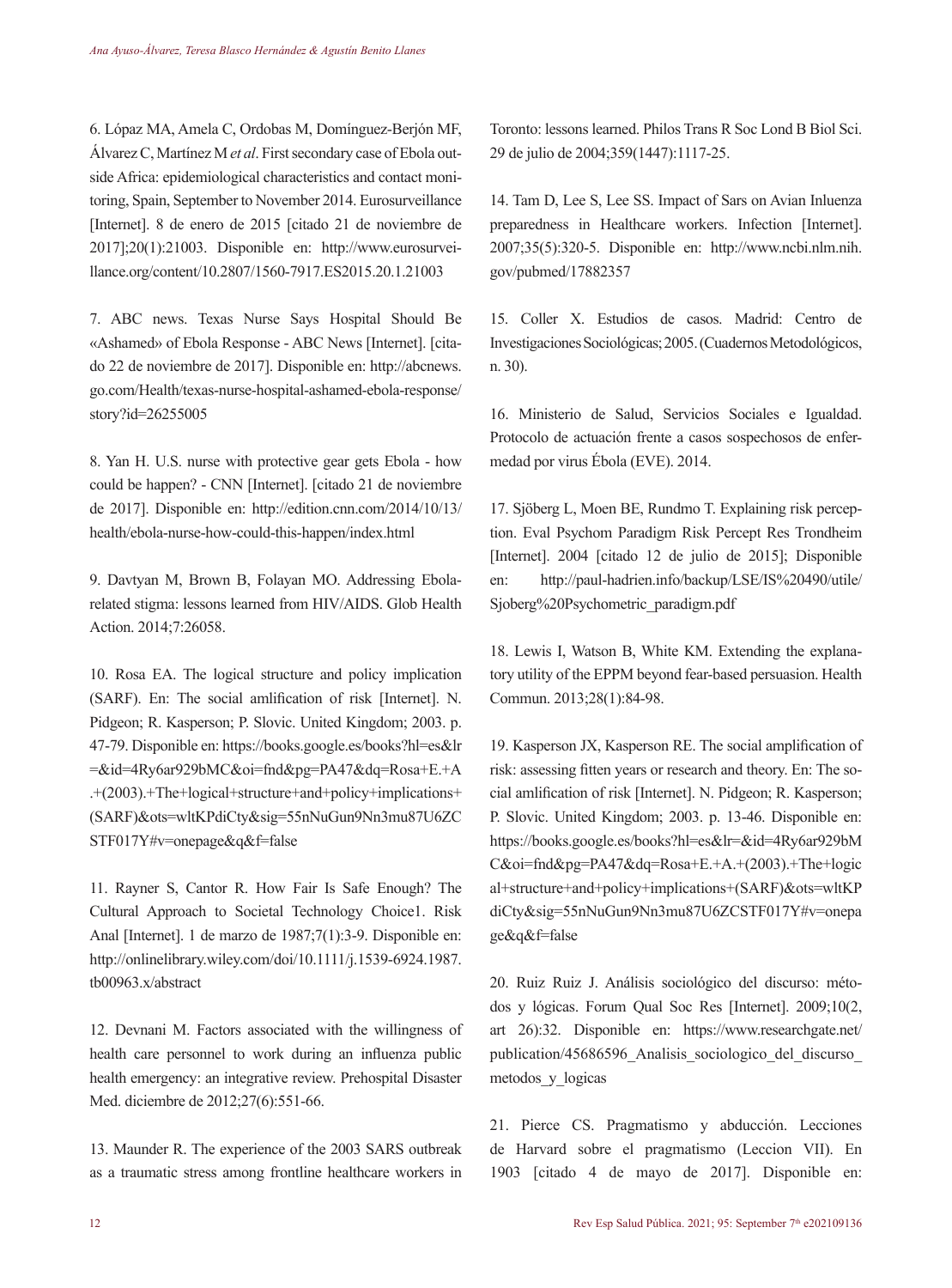6. Lópaz MA, Amela C, Ordobas M, Domínguez-Berjón MF, Álvarez C, Martínez M *et al*. First secondary case of Ebola outside Africa: epidemiological characteristics and contact monitoring, Spain, September to November 2014. Eurosurveillance [Internet]. 8 de enero de 2015 [citado 21 de noviembre de 2017];20(1):21003. Disponible en: http://www.eurosurveillance.org/content/10.2807/1560-7917.ES2015.20.1.21003

7. ABC news. Texas Nurse Says Hospital Should Be «Ashamed» of Ebola Response - ABC News [Internet]. [citado 22 de noviembre de 2017]. Disponible en: http://abcnews.go.com/Health/texas-nurse-hospital-ashamed-ebola-response/story?id=26255005

8. Yan H. U.S. nurse with protective gear gets Ebola - how could be happen? - CNN [Internet]. [citado 21 de noviembre de 2017]. Disponible en: http://edition.cnn.com/2014/10/13/health/ebola-nurse-how-could-this-happen/index.html

9. Davtyan M, Brown B, Folayan MO. Addressing Ebola-related stigma: lessons learned from HIV/AIDS. Glob Health Action. 2014;7:26058.

10. Rosa EA. The logical structure and policy implication (SARF). En: The social amlification of risk [Internet]. N. Pidgeon; R. Kasperson; P. Slovic. United Kingdom; 2003. p. 47-79. Disponible en: https://books.google.es/books?hl=es&lr=&id=4Ry6ar929bMC&oi=fnd&pg=PA47&dq=Rosa+E.+A.+(2003).+The+logical+structure+and+policy+implications+(SARF)&ots=wltKPdiCty&sig=55nNuGun9Nn3mu87U6ZCSTF017Y#v=onepage&q&f=false

11. Rayner S, Cantor R. How Fair Is Safe Enough? The Cultural Approach to Societal Technology Choice1. Risk Anal [Internet]. 1 de marzo de 1987;7(1):3-9. Disponible en: http://onlinelibrary.wiley.com/doi/10.1111/j.1539-6924.1987.tb00963.x/abstract

12. Devnani M. Factors associated with the willingness of health care personnel to work during an influenza public health emergency: an integrative review. Prehospital Disaster Med. diciembre de 2012;27(6):551-66.

13. Maunder R. The experience of the 2003 SARS outbreak as a traumatic stress among frontline healthcare workers in Toronto: lessons learned. Philos Trans R Soc Lond B Biol Sci. 29 de julio de 2004;359(1447):1117-25.

14. Tam D, Lee S, Lee SS. Impact of Sars on Avian Inluenza preparedness in Healthcare workers. Infection [Internet]. 2007;35(5):320-5. Disponible en: http://www.ncbi.nlm.nih.gov/pubmed/17882357

15. Coller X. Estudios de casos. Madrid: Centro de Investigaciones Sociológicas; 2005. (Cuadernos Metodológicos, n. 30).

16. Ministerio de Salud, Servicios Sociales e Igualdad. Protocolo de actuación frente a casos sospechosos de enfermedad por virus Ébola (EVE). 2014.

17. Sjöberg L, Moen BE, Rundmo T. Explaining risk perception. Eval Psychom Paradigm Risk Percept Res Trondheim [Internet]. 2004 [citado 12 de julio de 2015]; Disponible en: http://paul-hadrien.info/backup/LSE/IS%20490/utile/Sjoberg%20Psychometric_paradigm.pdf

18. Lewis I, Watson B, White KM. Extending the explanatory utility of the EPPM beyond fear-based persuasion. Health Commun. 2013;28(1):84-98.

19. Kasperson JX, Kasperson RE. The social amplification of risk: assessing fitten years or research and theory. En: The social amlification of risk [Internet]. N. Pidgeon; R. Kasperson; P. Slovic. United Kingdom; 2003. p. 13-46. Disponible en: https://books.google.es/books?hl=es&lr=&id=4Ry6ar929bMC&oi=fnd&pg=PA47&dq=Rosa+E.+A.+(2003).+The+logical+structure+and+policy+implications+(SARF)&ots=wltKPdiCty&sig=55nNuGun9Nn3mu87U6ZCSTF017Y#v=onepage&q&f=false

20. Ruiz Ruiz J. Análisis sociológico del discurso: métodos y lógicas. Forum Qual Soc Res [Internet]. 2009;10(2, art 26):32. Disponible en: https://www.researchgate.net/publication/45686596_Analisis_sociologico_del_discurso_metodos_y_logicas

21. Pierce CS. Pragmatismo y abducción. Lecciones de Harvard sobre el pragmatismo (Leccion VII). En 1903 [citado 4 de mayo de 2017]. Disponible en: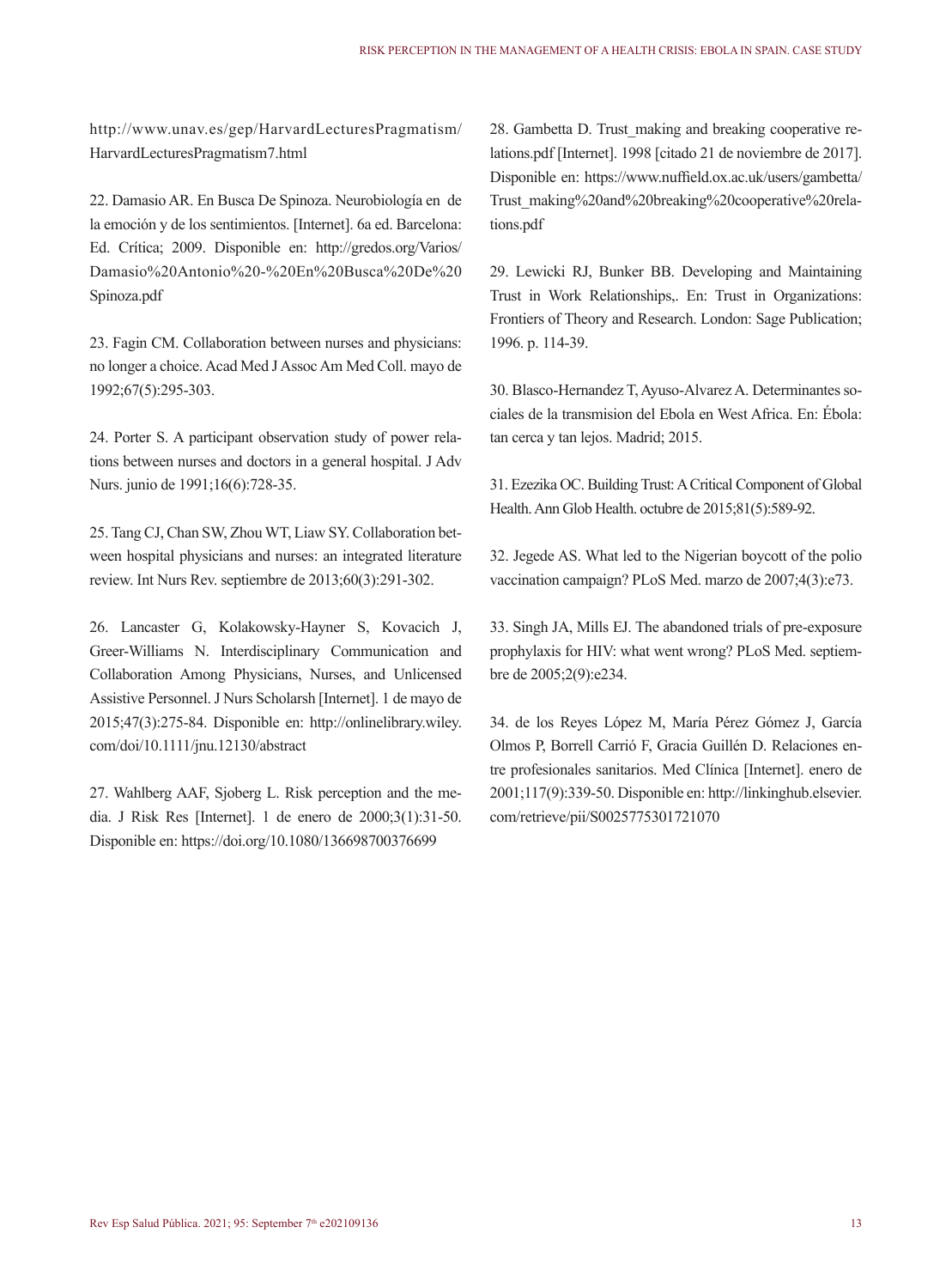http://www.unav.es/gep/HarvardLecturesPragmatism/HarvardLecturesPragmatism7.html

22. Damasio AR. En Busca De Spinoza. Neurobiología en de la emoción y de los sentimientos. [Internet]. 6a ed. Barcelona: Ed. Crítica; 2009. Disponible en: http://gredos.org/Varios/Damasio%20Antonio%20-%20En%20Busca%20De%20Spinoza.pdf

23. Fagin CM. Collaboration between nurses and physicians: no longer a choice. Acad Med J Assoc Am Med Coll. mayo de 1992;67(5):295-303.

24. Porter S. A participant observation study of power relations between nurses and doctors in a general hospital. J Adv Nurs. junio de 1991;16(6):728-35.

25. Tang CJ, Chan SW, Zhou WT, Liaw SY. Collaboration between hospital physicians and nurses: an integrated literature review. Int Nurs Rev. septiembre de 2013;60(3):291-302.

26. Lancaster G, Kolakowsky-Hayner S, Kovacich J, Greer-Williams N. Interdisciplinary Communication and Collaboration Among Physicians, Nurses, and Unlicensed Assistive Personnel. J Nurs Scholarsh [Internet]. 1 de mayo de 2015;47(3):275-84. Disponible en: http://onlinelibrary.wiley.com/doi/10.1111/jnu.12130/abstract

27. Wahlberg AAF, Sjoberg L. Risk perception and the media. J Risk Res [Internet]. 1 de enero de 2000;3(1):31-50. Disponible en: https://doi.org/10.1080/136698700376699

28. Gambetta D. Trust_making and breaking cooperative relations.pdf [Internet]. 1998 [citado 21 de noviembre de 2017]. Disponible en: https://www.nuffield.ox.ac.uk/users/gambetta/Trust_making%20and%20breaking%20cooperative%20relations.pdf

29. Lewicki RJ, Bunker BB. Developing and Maintaining Trust in Work Relationships,. En: Trust in Organizations: Frontiers of Theory and Research. London: Sage Publication; 1996. p. 114-39.

30. Blasco-Hernandez T, Ayuso-Alvarez A. Determinantes sociales de la transmision del Ebola en West Africa. En: Ébola: tan cerca y tan lejos. Madrid; 2015.

31. Ezezika OC. Building Trust: A Critical Component of Global Health. Ann Glob Health. octubre de 2015;81(5):589-92.

32. Jegede AS. What led to the Nigerian boycott of the polio vaccination campaign? PLoS Med. marzo de 2007;4(3):e73.

33. Singh JA, Mills EJ. The abandoned trials of pre-exposure prophylaxis for HIV: what went wrong? PLoS Med. septiembre de 2005;2(9):e234.

34. de los Reyes López M, María Pérez Gómez J, García Olmos P, Borrell Carrió F, Gracia Guillén D. Relaciones entre profesionales sanitarios. Med Clínica [Internet]. enero de 2001;117(9):339-50. Disponible en: http://linkinghub.elsevier.com/retrieve/pii/S0025775301721070